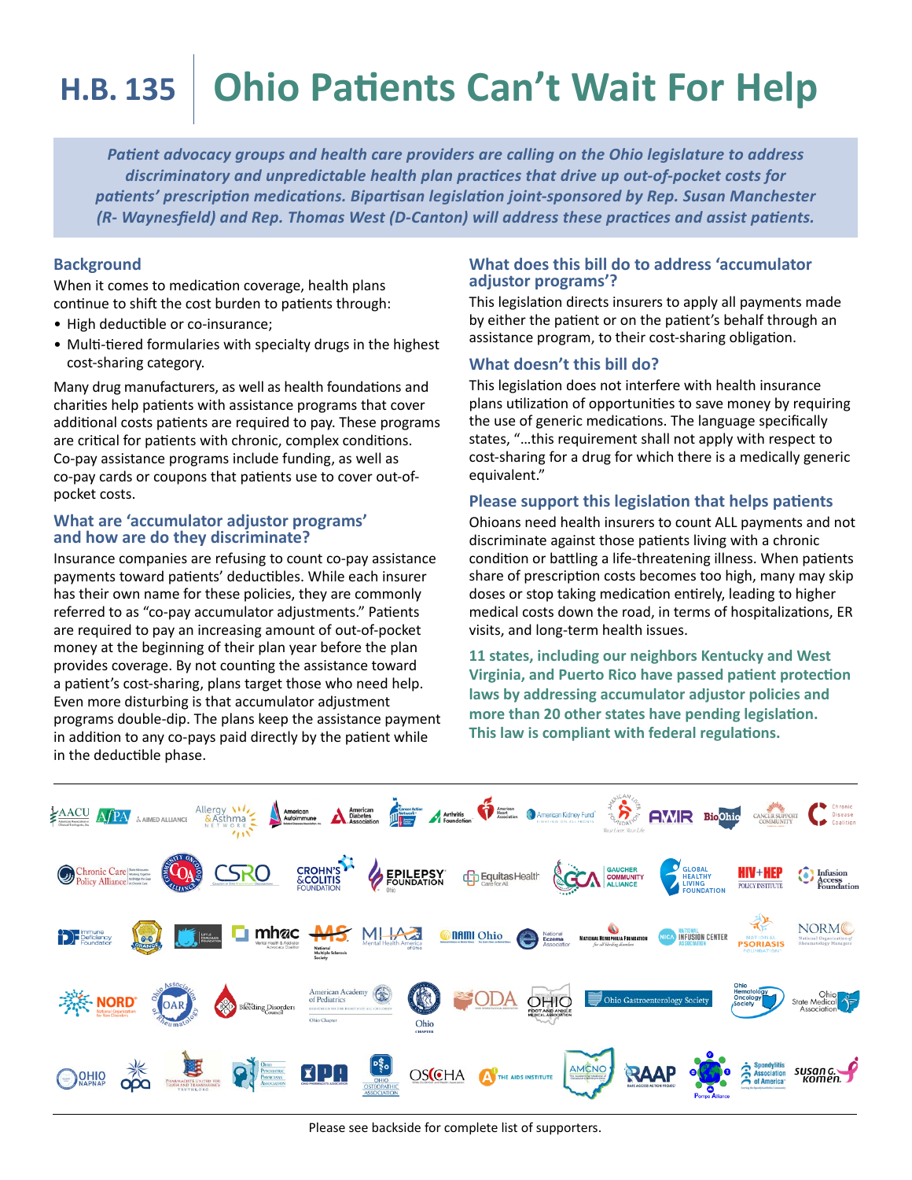# H.B. 135 Ohio Patients Can't Wait For Help

***Patient advocacy groups and health care providers are calling on the Ohio legislature to address discriminatory and unpredictable health plan practices that drive up out-of-pocket costs for patients' prescription medications. Bipartisan legislation joint-sponsored by Rep. Susan Manchester (R- Waynesfield) and Rep. Thomas West (D-Canton) will address these practices and assist patients.***

## Background

When it comes to medication coverage, health plans continue to shift the cost burden to patients through:

- High deductible or co-insurance;
- Multi-tiered formularies with specialty drugs in the highest cost-sharing category.

Many drug manufacturers, as well as health foundations and charities help patients with assistance programs that cover additional costs patients are required to pay. These programs are critical for patients with chronic, complex conditions. Co-pay assistance programs include funding, as well as co-pay cards or coupons that patients use to cover out-of-pocket costs.

## What are 'accumulator adjustor programs' and how are do they discriminate?

Insurance companies are refusing to count co-pay assistance payments toward patients' deductibles. While each insurer has their own name for these policies, they are commonly referred to as "co-pay accumulator adjustments." Patients are required to pay an increasing amount of out-of-pocket money at the beginning of their plan year before the plan provides coverage. By not counting the assistance toward a patient's cost-sharing, plans target those who need help. Even more disturbing is that accumulator adjustment programs double-dip. The plans keep the assistance payment in addition to any co-pays paid directly by the patient while in the deductible phase.

## What does this bill do to address 'accumulator adjustor programs'?

This legislation directs insurers to apply all payments made by either the patient or on the patient's behalf through an assistance program, to their cost-sharing obligation.

## What doesn't this bill do?

This legislation does not interfere with health insurance plans utilization of opportunities to save money by requiring the use of generic medications. The language specifically states, "...this requirement shall not apply with respect to cost-sharing for a drug for which there is a medically generic equivalent."

## Please support this legislation that helps patients

Ohioans need health insurers to count ALL payments and not discriminate against those patients living with a chronic condition or battling a life-threatening illness. When patients share of prescription costs becomes too high, many may skip doses or stop taking medication entirely, leading to higher medical costs down the road, in terms of hospitalizations, ER visits, and long-term health issues.

**11 states, including our neighbors Kentucky and West Virginia, and Puerto Rico have passed patient protection laws by addressing accumulator adjustor policies and more than 20 other states have pending legislation. This law is compliant with federal regulations.**

Please see backside for complete list of supporters.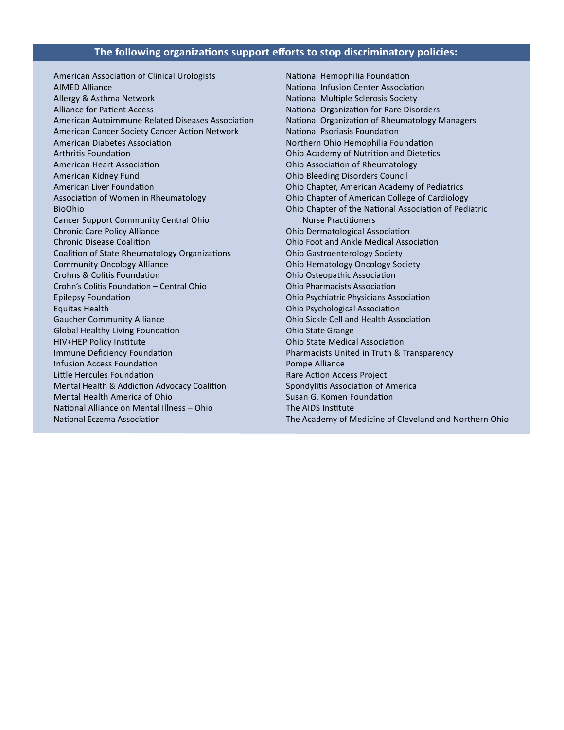**The following organizations support efforts to stop discriminatory policies:**

American Association of Clinical Urologists
AIMED Alliance
Allergy & Asthma Network
Alliance for Patient Access
American Autoimmune Related Diseases Association
American Cancer Society Cancer Action Network
American Diabetes Association
Arthritis Foundation
American Heart Association
American Kidney Fund
American Liver Foundation
Association of Women in Rheumatology
BioOhio
Cancer Support Community Central Ohio
Chronic Care Policy Alliance
Chronic Disease Coalition
Coalition of State Rheumatology Organizations
Community Oncology Alliance
Crohns & Colitis Foundation
Crohn's Colitis Foundation – Central Ohio
Epilepsy Foundation
Equitas Health
Gaucher Community Alliance
Global Healthy Living Foundation
HIV+HEP Policy Institute
Immune Deficiency Foundation
Infusion Access Foundation
Little Hercules Foundation
Mental Health & Addiction Advocacy Coalition
Mental Health America of Ohio
National Alliance on Mental Illness – Ohio
National Eczema Association
National Hemophilia Foundation
National Infusion Center Association
National Multiple Sclerosis Society
National Organization for Rare Disorders
National Organization of Rheumatology Managers
National Psoriasis Foundation
Northern Ohio Hemophilia Foundation
Ohio Academy of Nutrition and Dietetics
Ohio Association of Rheumatology
Ohio Bleeding Disorders Council
Ohio Chapter, American Academy of Pediatrics
Ohio Chapter of American College of Cardiology
Ohio Chapter of the National Association of Pediatric Nurse Practitioners
Ohio Dermatological Association
Ohio Foot and Ankle Medical Association
Ohio Gastroenterology Society
Ohio Hematology Oncology Society
Ohio Osteopathic Association
Ohio Pharmacists Association
Ohio Psychiatric Physicians Association
Ohio Psychological Association
Ohio Sickle Cell and Health Association
Ohio State Grange
Ohio State Medical Association
Pharmacists United in Truth & Transparency
Pompe Alliance
Rare Action Access Project
Spondylitis Association of America
Susan G. Komen Foundation
The AIDS Institute
The Academy of Medicine of Cleveland and Northern Ohio